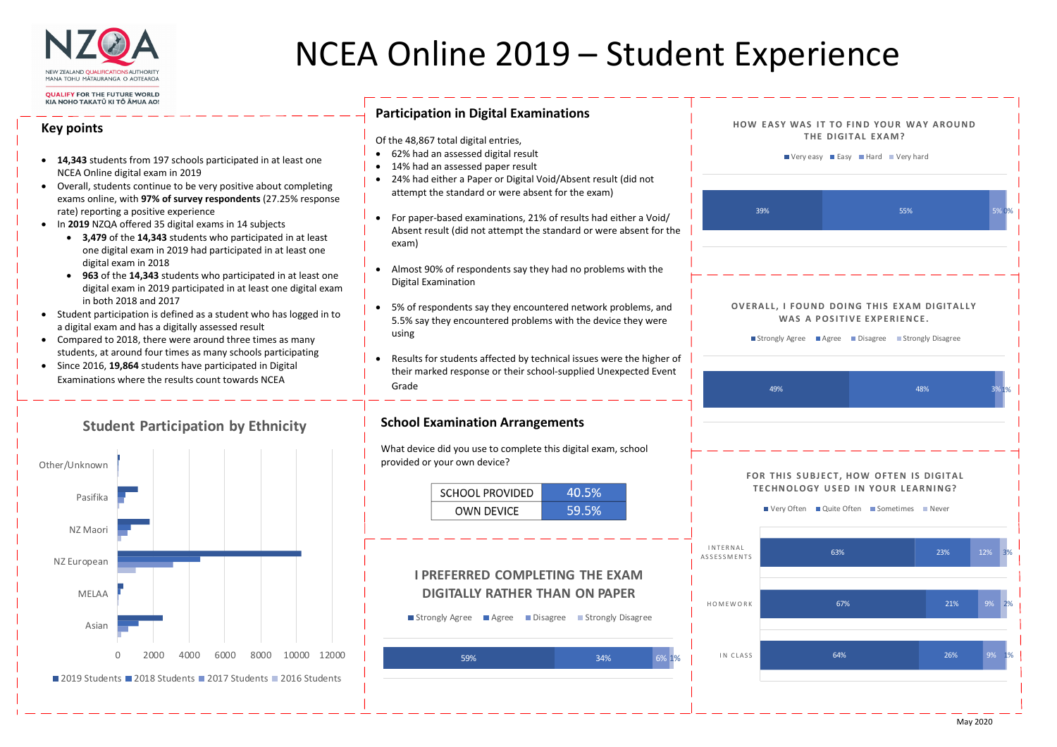# NCEA Online 2019 – Student Experience

NEW ZEALAND QUALIFICATIONS AUTHORITY
MANA TOHU MĀTAURANGA O AOTEAROA

QUALIFY FOR THE FUTURE WORLD
KIA NOHO TAKATŪ KI TŌ ĀMUA AO!

## Key points

- **14,343** students from 197 schools participated in at least one NCEA Online digital exam in 2019
- Overall, students continue to be very positive about completing exams online, with **97% of survey respondents** (27.25% response rate) reporting a positive experience
- In **2019** NZQA offered 35 digital exams in 14 subjects
    - **3,479** of the **14,343** students who participated in at least one digital exam in 2019 had participated in at least one digital exam in 2018
    - **963** of the **14,343** students who participated in at least one digital exam in 2019 participated in at least one digital exam in both 2018 and 2017
- Student participation is defined as a student who has logged in to a digital exam and has a digitally assessed result
- Compared to 2018, there were around three times as many students, at around four times as many schools participating
- Since 2016, **19,864** students have participated in Digital Examinations where the results count towards NCEA

## Participation in Digital Examinations

Of the 48,867 total digital entries,

- 62% had an assessed digital result
- 14% had an assessed paper result
- 24% had either a Paper or Digital Void/Absent result (did not attempt the standard or were absent for the exam)

- For paper-based examinations, 21% of results had either a Void/ Absent result (did not attempt the standard or were absent for the exam)

- Almost 90% of respondents say they had no problems with the Digital Examination

- 5% of respondents say they encountered network problems, and 5.5% say they encountered problems with the device they were using

- Results for students affected by technical issues were the higher of their marked response or their school-supplied Unexpected Event Grade

### HOW EASY WAS IT TO FIND YOUR WAY AROUND THE DIGITAL EXAM?

| Very easy | Easy | Hard | Very hard |
|---|---|---|---|
| 39% | 55% | 5% | 0% |

### OVERALL, I FOUND DOING THIS EXAM DIGITALLY WAS A POSITIVE EXPERIENCE.

| Strongly Agree | Agree | Disagree | Strongly Disagree |
|---|---|---|---|
| 49% | 48% | 3% | 1% |

## Student Participation by Ethnicity

Categories: Other/Unknown, Pasifika, NZ Maori, NZ European, MELAA, Asian (axis 0–12000)

Legend: 2019 Students, 2018 Students, 2017 Students, 2016 Students

## School Examination Arrangements

What device did you use to complete this digital exam, school provided or your own device?

| SCHOOL PROVIDED | 40.5% |
|---|---|
| OWN DEVICE | 59.5% |

### I PREFERRED COMPLETING THE EXAM DIGITALLY RATHER THAN ON PAPER

| Strongly Agree | Agree | Disagree | Strongly Disagree |
|---|---|---|---|
| 59% | 34% | 6% | 1% |

### FOR THIS SUBJECT, HOW OFTEN IS DIGITAL TECHNOLOGY USED IN YOUR LEARNING?

| | Very Often | Quite Often | Sometimes | Never |
|---|---|---|---|---|
| INTERNAL ASSESSMENTS | 63% | 23% | 12% | 3% |
| HOMEWORK | 67% | 21% | 9% | 2% |
| IN CLASS | 64% | 26% | 9% | 1% |

May 2020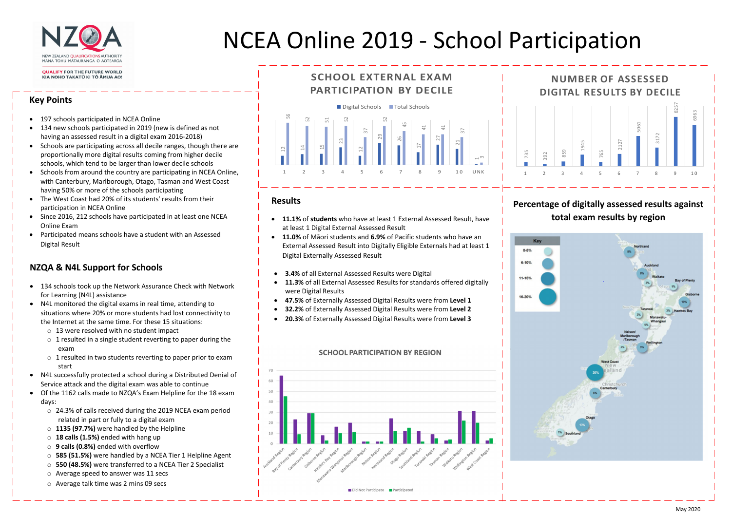# NCEA Online 2019 - School Participation

NZQA
NEW ZEALAND QUALIFICATIONS AUTHORITY
MANA TOHU MĀTAURANGA O AOTEAROA
QUALIFY FOR THE FUTURE WORLD
KIA NOHO TAKATŪ KI TŌ ĀMUA AO!

## Key Points

- 197 schools participated in NCEA Online
- 134 new schools participated in 2019 (new is defined as not having an assessed result in a digital exam 2016-2018)
- Schools are participating across all decile ranges, though there are proportionally more digital results coming from higher decile schools, which tend to be larger than lower decile schools
- Schools from around the country are participating in NCEA Online, with Canterbury, Marlborough, Otago, Tasman and West Coast having 50% or more of the schools participating
- The West Coast had 20% of its students' results from their participation in NCEA Online
- Since 2016, 212 schools have participated in at least one NCEA Online Exam
- Participated means schools have a student with an Assessed Digital Result

## NZQA & N4L Support for Schools

- 134 schools took up the Network Assurance Check with Network for Learning (N4L) assistance
- N4L monitored the digital exams in real time, attending to situations where 20% or more students had lost connectivity to the Internet at the same time. For these 15 situations:
  - 13 were resolved with no student impact
  - 1 resulted in a single student reverting to paper during the exam
  - 1 resulted in two students reverting to paper prior to exam start
- N4L successfully protected a school during a Distributed Denial of Service attack and the digital exam was able to continue
- Of the 1162 calls made to NZQA's Exam Helpline for the 18 exam days:
  - 24.3% of calls received during the 2019 NCEA exam period related in part or fully to a digital exam
  - **1135 (97.7%)** were handled by the Helpline
  - **18 calls (1.5%)** ended with hang up
  - **9 calls (0.8%)** ended with overflow
  - **585 (51.5%)** were handled by a NCEA Tier 1 Helpline Agent
  - **550 (48.5%)** were transferred to a NCEA Tier 2 Specialist
  - Average speed to answer was 11 secs
  - Average talk time was 2 mins 09 secs

## SCHOOL EXTERNAL EXAM PARTICIPATION BY DECILE

Digital Schools / Total Schools

1: 12, 56
2: 14, 52
3: 15, 51
4: 23, 52
5: 12, 37
6: 29, 52
7: 26, 45
8: 17, 41
9: 27, 41
10: 21, 37
UNK: 1, 3

## NUMBER OF ASSESSED DIGITAL RESULTS BY DECILE

1: 735
2: 392
3: 859
4: 1945
5: 765
6: 2127
7: 5061
8: 3172
9: 8257
10: 6963

## Results

- **11.1%** of **students** who have at least 1 External Assessed Result, have at least 1 Digital External Assessed Result
- **11.0%** of Māori students and **6.9%** of Pacific students who have an External Assessed Result into Digitally Eligible Externals had at least 1 Digital Externally Assessed Result
- **3.4%** of all External Assessed Results were Digital
- **11.3%** of all External Assessed Results for standards offered digitally were Digital Results
- **47.5%** of Externally Assessed Digital Results were from **Level 1**
- **32.2%** of Externally Assessed Digital Results were from **Level 2**
- **20.3%** of Externally Assessed Digital Results were from **Level 3**

## SCHOOL PARTICIPATION BY REGION

0, 10, 20, 30, 40, 50, 60, 70

Auckland Region, Bay of Plenty Region, Canterbury Region, Gisborne Region, Hawke's Bay Region, Manawatu-Wanganui Region, Marlborough Region, Nelson Region, Northland Region, Otago Region, Southland Region, Taranaki Region, Tasman Region, Waikato Region, Wellington Region, West Coast Region

Did Not Participate / Participated

## Percentage of digitally assessed results against total exam results by region

Key: 0-5%, 6-10%, 11-15%, 16-20%

Northland 8%
Auckland 8%
Waikato 3%
Bay of Plenty 1%
Gisborne 10%
Hawkes Bay 3%
Taranaki 3%
Manawatu-Whanganui 5%
Nelson/Marlborough/Tasman 3%
Wellington 9%
West Coast 20%
Canterbury 6%
Otago 13%
Southland 1%

May 2020